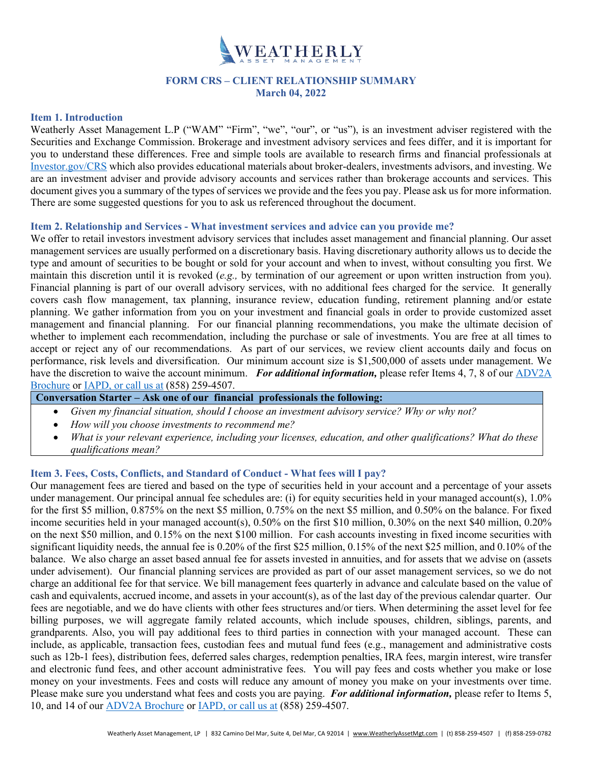# WEATHERLY ASSET MANAGEMENT

## FORM CRS – CLIENT RELATIONSHIP SUMMARY
**March 04, 2022**

### Item 1. Introduction

Weatherly Asset Management L.P ("WAM" "Firm", "we", "our", or "us"), is an investment adviser registered with the Securities and Exchange Commission. Brokerage and investment advisory services and fees differ, and it is important for you to understand these differences. Free and simple tools are available to research firms and financial professionals at Investor.gov/CRS which also provides educational materials about broker-dealers, investments advisors, and investing. We are an investment adviser and provide advisory accounts and services rather than brokerage accounts and services. This document gives you a summary of the types of services we provide and the fees you pay. Please ask us for more information. There are some suggested questions for you to ask us referenced throughout the document.

### Item 2. Relationship and Services - What investment services and advice can you provide me?

We offer to retail investors investment advisory services that includes asset management and financial planning. Our asset management services are usually performed on a discretionary basis. Having discretionary authority allows us to decide the type and amount of securities to be bought or sold for your account and when to invest, without consulting you first. We maintain this discretion until it is revoked (*e.g.,* by termination of our agreement or upon written instruction from you). Financial planning is part of our overall advisory services, with no additional fees charged for the service. It generally covers cash flow management, tax planning, insurance review, education funding, retirement planning and/or estate planning. We gather information from you on your investment and financial goals in order to provide customized asset management and financial planning. For our financial planning recommendations, you make the ultimate decision of whether to implement each recommendation, including the purchase or sale of investments. You are free at all times to accept or reject any of our recommendations. As part of our services, we review client accounts daily and focus on performance, risk levels and diversification. Our minimum account size is $1,500,000 of assets under management. We have the discretion to waive the account minimum. ***For additional information,*** please refer Items 4, 7, 8 of our ADV2A Brochure or IAPD, or call us at (858) 259-4507.

**Conversation Starter – Ask one of our financial professionals the following:**

- *Given my financial situation, should I choose an investment advisory service? Why or why not?*
- *How will you choose investments to recommend me?*
- *What is your relevant experience, including your licenses, education, and other qualifications? What do these qualifications mean?*

### Item 3. Fees, Costs, Conflicts, and Standard of Conduct - What fees will I pay?

Our management fees are tiered and based on the type of securities held in your account and a percentage of your assets under management. Our principal annual fee schedules are: (i) for equity securities held in your managed account(s), 1.0% for the first $5 million, 0.875% on the next $5 million, 0.75% on the next $5 million, and 0.50% on the balance. For fixed income securities held in your managed account(s), 0.50% on the first $10 million, 0.30% on the next $40 million, 0.20% on the next $50 million, and 0.15% on the next $100 million. For cash accounts investing in fixed income securities with significant liquidity needs, the annual fee is 0.20% of the first $25 million, 0.15% of the next $25 million, and 0.10% of the balance. We also charge an asset based annual fee for assets invested in annuities, and for assets that we advise on (assets under advisement). Our financial planning services are provided as part of our asset management services, so we do not charge an additional fee for that service. We bill management fees quarterly in advance and calculate based on the value of cash and equivalents, accrued income, and assets in your account(s), as of the last day of the previous calendar quarter. Our fees are negotiable, and we do have clients with other fees structures and/or tiers. When determining the asset level for fee billing purposes, we will aggregate family related accounts, which include spouses, children, siblings, parents, and grandparents. Also, you will pay additional fees to third parties in connection with your managed account. These can include, as applicable, transaction fees, custodian fees and mutual fund fees (e.g., management and administrative costs such as 12b-1 fees), distribution fees, deferred sales charges, redemption penalties, IRA fees, margin interest, wire transfer and electronic fund fees, and other account administrative fees. You will pay fees and costs whether you make or lose money on your investments. Fees and costs will reduce any amount of money you make on your investments over time. Please make sure you understand what fees and costs you are paying. ***For additional information,*** please refer to Items 5, 10, and 14 of our ADV2A Brochure or IAPD, or call us at (858) 259-4507.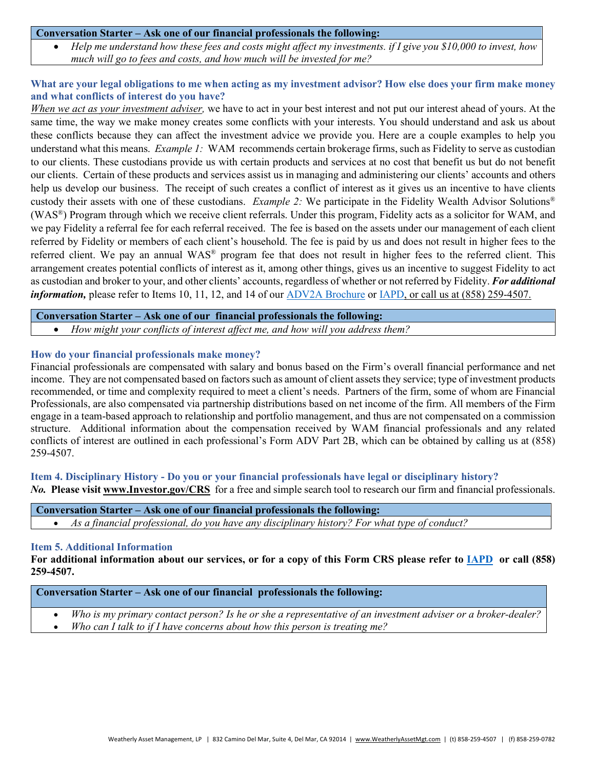**Conversation Starter – Ask one of our financial professionals the following:**

- *Help me understand how these fees and costs might affect my investments. if I give you $10,000 to invest, how much will go to fees and costs, and how much will be invested for me?*

### What are your legal obligations to me when acting as my investment advisor? How else does your firm make money and what conflicts of interest do you have?

*When we act as your investment adviser,* we have to act in your best interest and not put our interest ahead of yours. At the same time, the way we make money creates some conflicts with your interests. You should understand and ask us about these conflicts because they can affect the investment advice we provide you. Here are a couple examples to help you understand what this means. *Example 1:* WAM recommends certain brokerage firms, such as Fidelity to serve as custodian to our clients. These custodians provide us with certain products and services at no cost that benefit us but do not benefit our clients. Certain of these products and services assist us in managing and administering our clients' accounts and others help us develop our business. The receipt of such creates a conflict of interest as it gives us an incentive to have clients custody their assets with one of these custodians. *Example 2:* We participate in the Fidelity Wealth Advisor Solutions® (WAS®) Program through which we receive client referrals. Under this program, Fidelity acts as a solicitor for WAM, and we pay Fidelity a referral fee for each referral received. The fee is based on the assets under our management of each client referred by Fidelity or members of each client's household. The fee is paid by us and does not result in higher fees to the referred client. We pay an annual WAS® program fee that does not result in higher fees to the referred client. This arrangement creates potential conflicts of interest as it, among other things, gives us an incentive to suggest Fidelity to act as custodian and broker to your, and other clients' accounts, regardless of whether or not referred by Fidelity. ***For additional information,*** please refer to Items 10, 11, 12, and 14 of our ADV2A Brochure or IAPD, or call us at (858) 259-4507.

**Conversation Starter – Ask one of our financial professionals the following:**

- *How might your conflicts of interest affect me, and how will you address them?*

### How do your financial professionals make money?

Financial professionals are compensated with salary and bonus based on the Firm's overall financial performance and net income. They are not compensated based on factors such as amount of client assets they service; type of investment products recommended, or time and complexity required to meet a client's needs. Partners of the firm, some of whom are Financial Professionals, are also compensated via partnership distributions based on net income of the firm. All members of the Firm engage in a team-based approach to relationship and portfolio management, and thus are not compensated on a commission structure. Additional information about the compensation received by WAM financial professionals and any related conflicts of interest are outlined in each professional's Form ADV Part 2B, which can be obtained by calling us at (858) 259-4507.

### Item 4. Disciplinary History - Do you or your financial professionals have legal or disciplinary history?

***No.*** **Please visit www.Investor.gov/CRS** for a free and simple search tool to research our firm and financial professionals.

**Conversation Starter – Ask one of our financial professionals the following:**

- *As a financial professional, do you have any disciplinary history? For what type of conduct?*

### Item 5. Additional Information

**For additional information about our services, or for a copy of this Form CRS please refer to IAPD or call (858) 259-4507.**

**Conversation Starter – Ask one of our financial professionals the following:**

- *Who is my primary contact person? Is he or she a representative of an investment adviser or a broker-dealer?*
- *Who can I talk to if I have concerns about how this person is treating me?*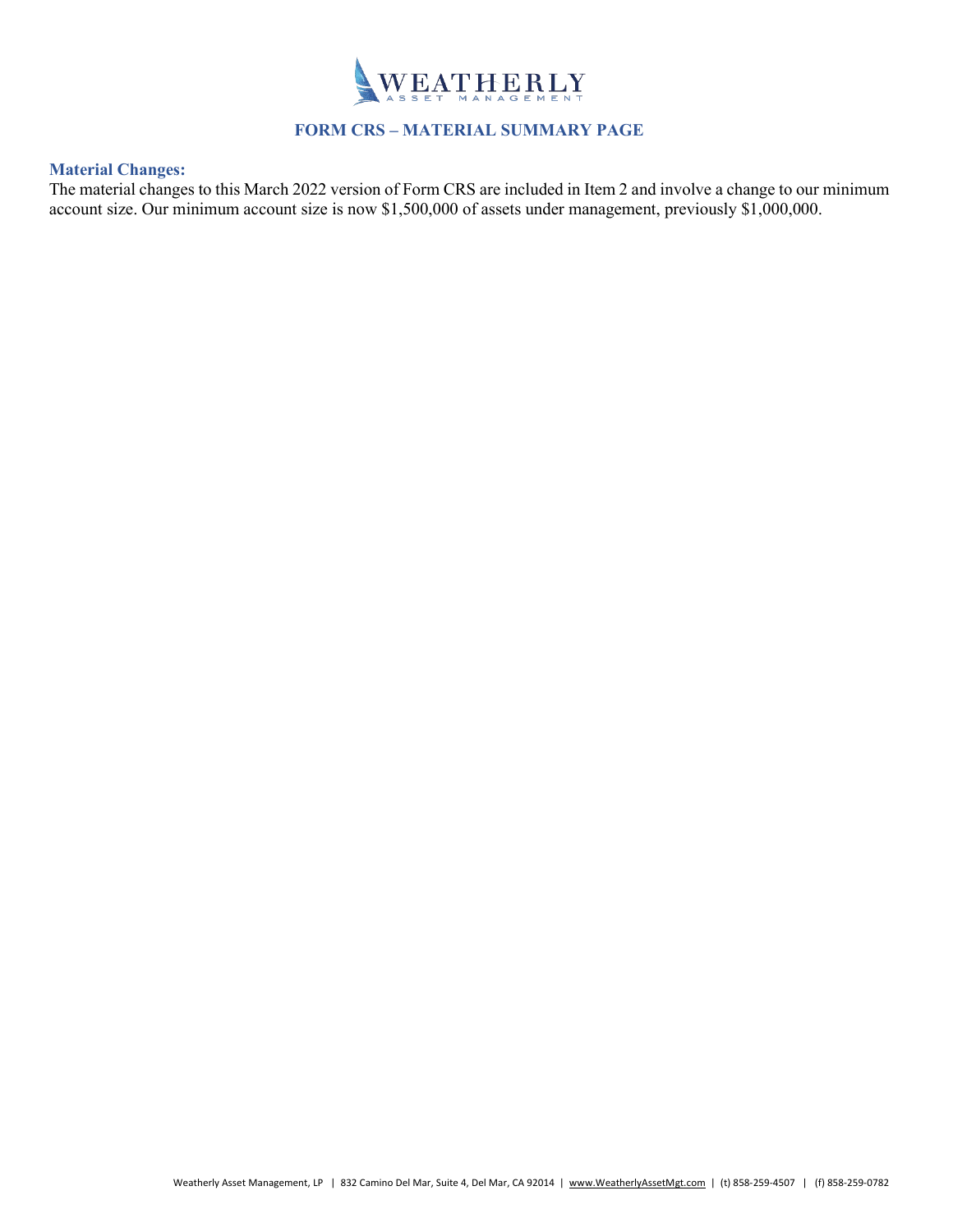# FORM CRS – MATERIAL SUMMARY PAGE

## Material Changes:

The material changes to this March 2022 version of Form CRS are included in Item 2 and involve a change to our minimum account size. Our minimum account size is now $1,500,000 of assets under management, previously $1,000,000.